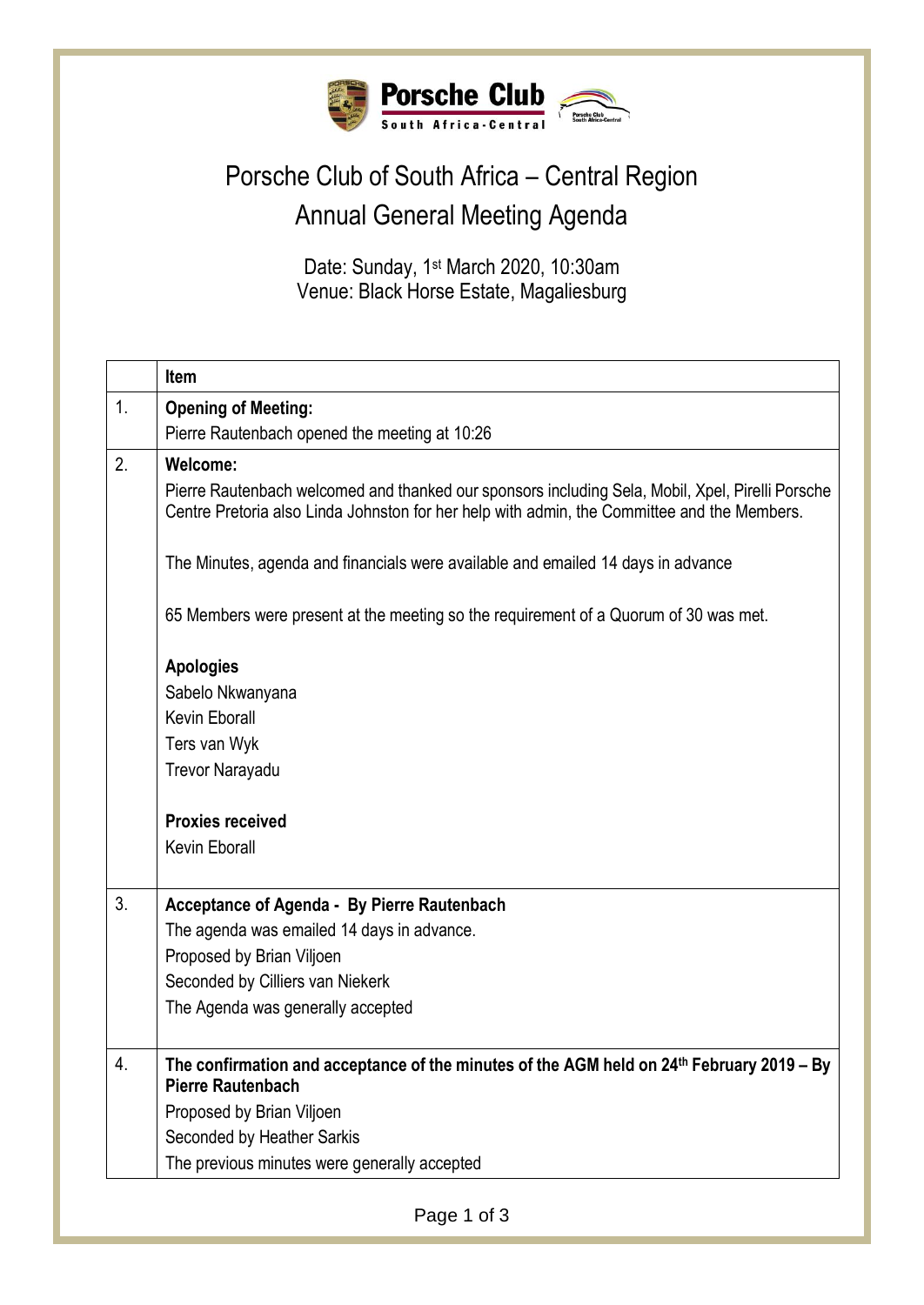# Porsche Club of South Africa – Central Region

## Annual General Meeting Agenda

Date: Sunday, 1st March 2020, 10:30am
Venue: Black Horse Estate, Magaliesburg

| | Item |
|---|---|
| 1. | **Opening of Meeting:**<br>Pierre Rautenbach opened the meeting at 10:26 |
| 2. | **Welcome:**<br>Pierre Rautenbach welcomed and thanked our sponsors including Sela, Mobil, Xpel, Pirelli Porsche Centre Pretoria also Linda Johnston for her help with admin, the Committee and the Members.<br><br>The Minutes, agenda and financials were available and emailed 14 days in advance<br><br>65 Members were present at the meeting so the requirement of a Quorum of 30 was met.<br><br>**Apologies**<br>Sabelo Nkwanyana<br>Kevin Eborall<br>Ters van Wyk<br>Trevor Narayadu<br><br>**Proxies received**<br>Kevin Eborall |
| 3. | **Acceptance of Agenda - By Pierre Rautenbach**<br>The agenda was emailed 14 days in advance.<br>Proposed by Brian Viljoen<br>Seconded by Cilliers van Niekerk<br>The Agenda was generally accepted |
| 4. | **The confirmation and acceptance of the minutes of the AGM held on 24th February 2019 – By Pierre Rautenbach**<br>Proposed by Brian Viljoen<br>Seconded by Heather Sarkis<br>The previous minutes were generally accepted |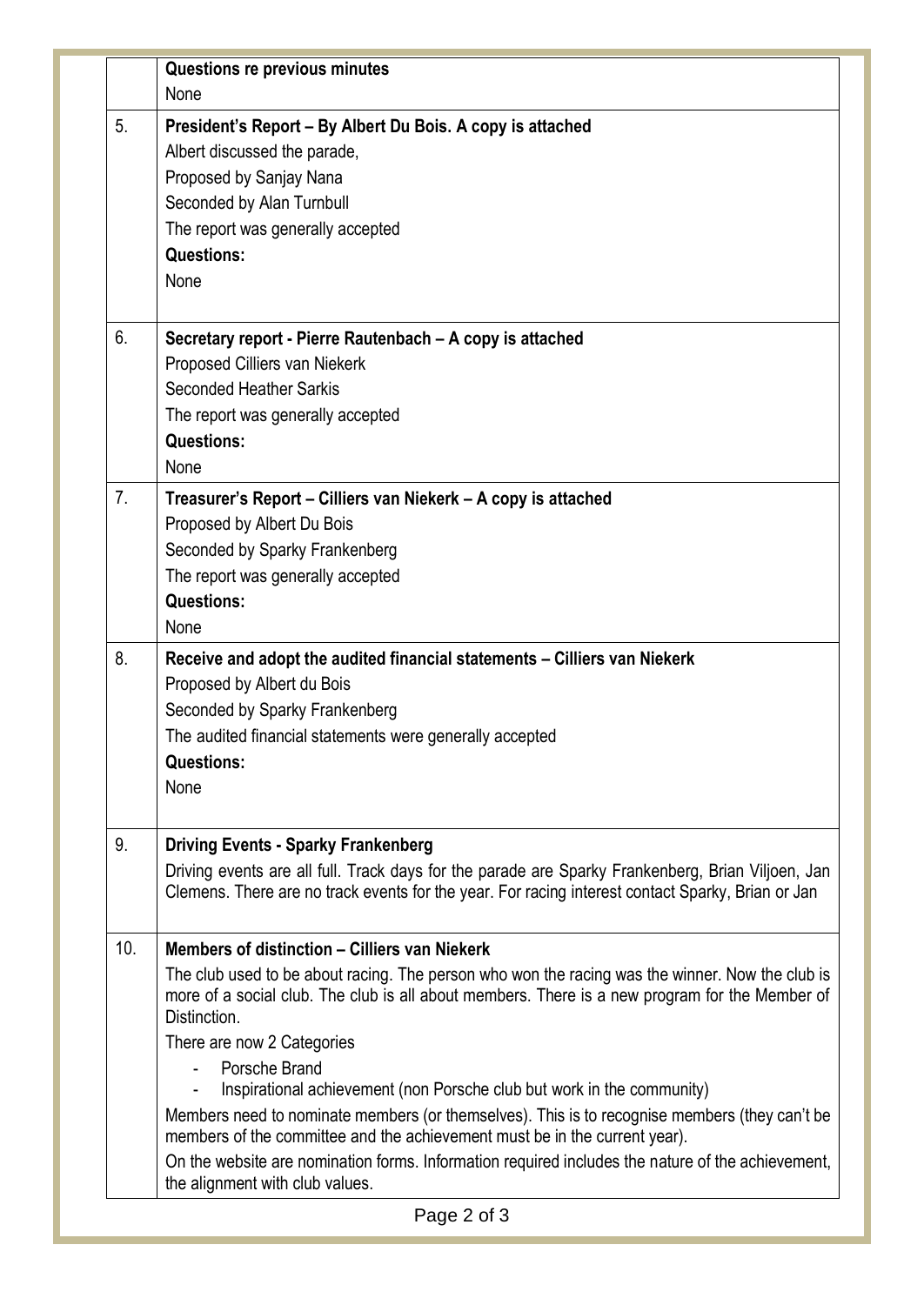|  | **Questions re previous minutes**<br>None |
|---|---|
| 5. | **President's Report – By Albert Du Bois. A copy is attached**<br>Albert discussed the parade,<br>Proposed by Sanjay Nana<br>Seconded by Alan Turnbull<br>The report was generally accepted<br>**Questions:**<br>None |
| 6. | **Secretary report - Pierre Rautenbach – A copy is attached**<br>Proposed Cilliers van Niekerk<br>Seconded Heather Sarkis<br>The report was generally accepted<br>**Questions:**<br>None |
| 7. | **Treasurer's Report – Cilliers van Niekerk – A copy is attached**<br>Proposed by Albert Du Bois<br>Seconded by Sparky Frankenberg<br>The report was generally accepted<br>**Questions:**<br>None |
| 8. | **Receive and adopt the audited financial statements – Cilliers van Niekerk**<br>Proposed by Albert du Bois<br>Seconded by Sparky Frankenberg<br>The audited financial statements were generally accepted<br>**Questions:**<br>None |
| 9. | **Driving Events - Sparky Frankenberg**<br>Driving events are all full. Track days for the parade are Sparky Frankenberg, Brian Viljoen, Jan Clemens. There are no track events for the year. For racing interest contact Sparky, Brian or Jan |
| 10. | **Members of distinction – Cilliers van Niekerk**<br>The club used to be about racing. The person who won the racing was the winner. Now the club is more of a social club. The club is all about members. There is a new program for the Member of Distinction.<br>There are now 2 Categories<br>- Porsche Brand<br>- Inspirational achievement (non Porsche club but work in the community)<br>Members need to nominate members (or themselves). This is to recognise members (they can't be members of the committee and the achievement must be in the current year).<br>On the website are nomination forms. Information required includes the nature of the achievement, the alignment with club values. |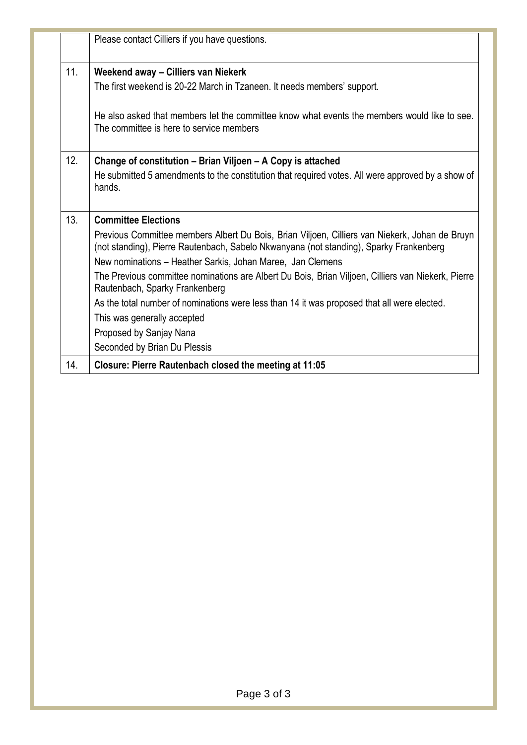| | |
|---|---|
| | Please contact Cilliers if you have questions. |
| 11. | **Weekend away – Cilliers van Niekerk**<br>The first weekend is 20-22 March in Tzaneen. It needs members' support.<br><br>He also asked that members let the committee know what events the members would like to see. The committee is here to service members |
| 12. | **Change of constitution – Brian Viljoen – A Copy is attached**<br>He submitted 5 amendments to the constitution that required votes. All were approved by a show of hands. |
| 13. | **Committee Elections**<br>Previous Committee members Albert Du Bois, Brian Viljoen, Cilliers van Niekerk, Johan de Bruyn (not standing), Pierre Rautenbach, Sabelo Nkwanyana (not standing), Sparky Frankenberg<br>New nominations – Heather Sarkis, Johan Maree, Jan Clemens<br>The Previous committee nominations are Albert Du Bois, Brian Viljoen, Cilliers van Niekerk, Pierre Rautenbach, Sparky Frankenberg<br>As the total number of nominations were less than 14 it was proposed that all were elected.<br>This was generally accepted<br>Proposed by Sanjay Nana<br>Seconded by Brian Du Plessis |
| 14. | **Closure: Pierre Rautenbach closed the meeting at 11:05** |